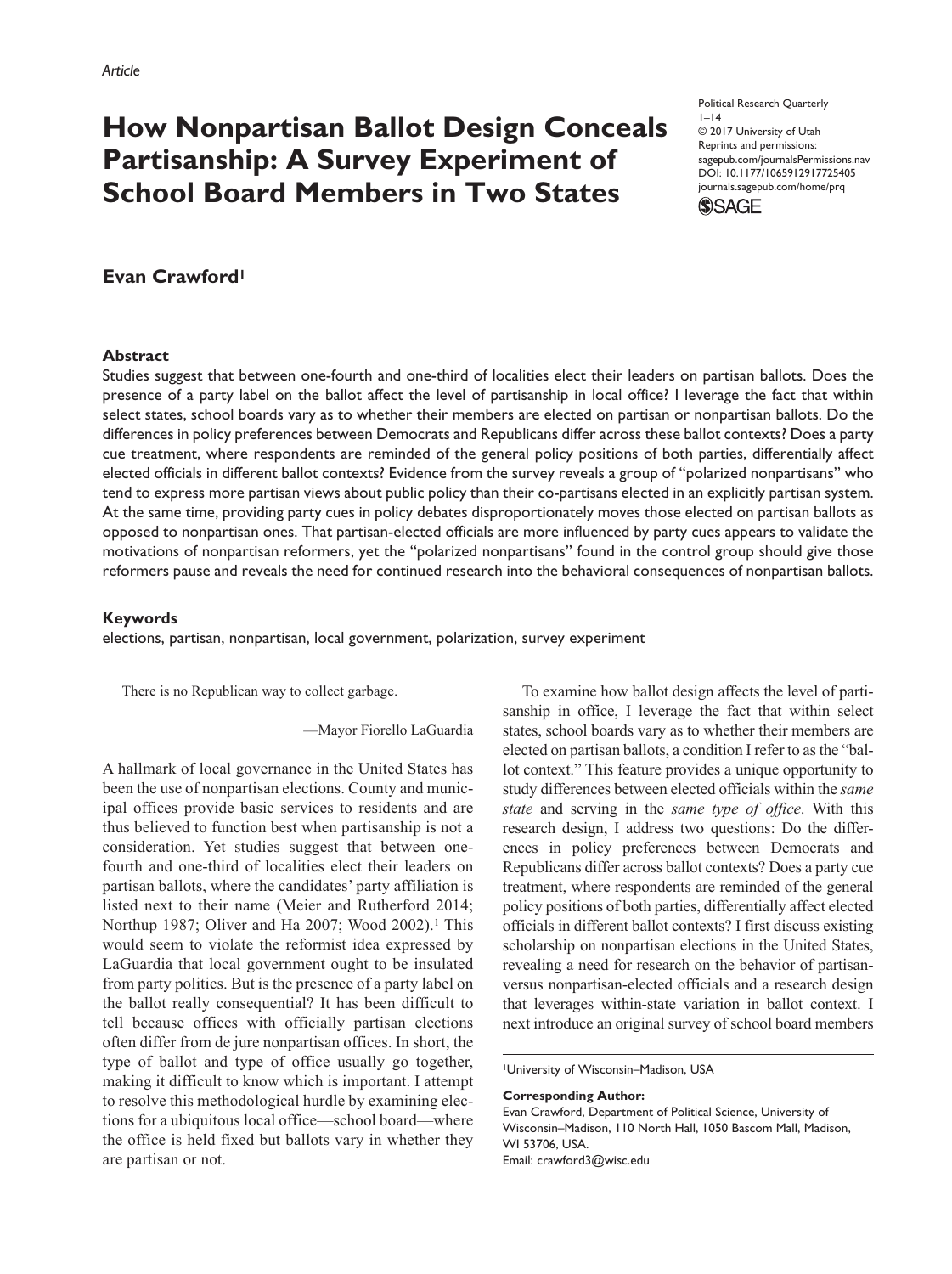*Article*

# How Nonpartisan Ballot Design Conceals Partisanship: A Survey Experiment of School Board Members in Two States

Political Research Quarterly
1–14
© 2017 University of Utah
Reprints and permissions:
sagepub.com/journalsPermissions.nav
DOI: 10.1177/1065912917725405
journals.sagepub.com/home/prq

**Evan Crawford**[1]

## Abstract

Studies suggest that between one-fourth and one-third of localities elect their leaders on partisan ballots. Does the presence of a party label on the ballot affect the level of partisanship in local office? I leverage the fact that within select states, school boards vary as to whether their members are elected on partisan or nonpartisan ballots. Do the differences in policy preferences between Democrats and Republicans differ across these ballot contexts? Does a party cue treatment, where respondents are reminded of the general policy positions of both parties, differentially affect elected officials in different ballot contexts? Evidence from the survey reveals a group of "polarized nonpartisans" who tend to express more partisan views about public policy than their co-partisans elected in an explicitly partisan system. At the same time, providing party cues in policy debates disproportionately moves those elected on partisan ballots as opposed to nonpartisan ones. That partisan-elected officials are more influenced by party cues appears to validate the motivations of nonpartisan reformers, yet the "polarized nonpartisans" found in the control group should give those reformers pause and reveals the need for continued research into the behavioral consequences of nonpartisan ballots.

## Keywords

elections, partisan, nonpartisan, local government, polarization, survey experiment

> There is no Republican way to collect garbage.
>
> —Mayor Fiorello LaGuardia

A hallmark of local governance in the United States has been the use of nonpartisan elections. County and municipal offices provide basic services to residents and are thus believed to function best when partisanship is not a consideration. Yet studies suggest that between one-fourth and one-third of localities elect their leaders on partisan ballots, where the candidates' party affiliation is listed next to their name (Meier and Rutherford 2014; Northup 1987; Oliver and Ha 2007; Wood 2002).[1] This would seem to violate the reformist idea expressed by LaGuardia that local government ought to be insulated from party politics. But is the presence of a party label on the ballot really consequential? It has been difficult to tell because offices with officially partisan elections often differ from de jure nonpartisan offices. In short, the type of ballot and type of office usually go together, making it difficult to know which is important. I attempt to resolve this methodological hurdle by examining elections for a ubiquitous local office—school board—where the office is held fixed but ballots vary in whether they are partisan or not.

To examine how ballot design affects the level of partisanship in office, I leverage the fact that within select states, school boards vary as to whether their members are elected on partisan ballots, a condition I refer to as the "ballot context." This feature provides a unique opportunity to study differences between elected officials within the *same state* and serving in the *same type of office*. With this research design, I address two questions: Do the differences in policy preferences between Democrats and Republicans differ across ballot contexts? Does a party cue treatment, where respondents are reminded of the general policy positions of both parties, differentially affect elected officials in different ballot contexts? I first discuss existing scholarship on nonpartisan elections in the United States, revealing a need for research on the behavior of partisan- versus nonpartisan-elected officials and a research design that leverages within-state variation in ballot context. I next introduce an original survey of school board members

[1]University of Wisconsin–Madison, USA

**Corresponding Author:**
Evan Crawford, Department of Political Science, University of Wisconsin–Madison, 110 North Hall, 1050 Bascom Mall, Madison, WI 53706, USA.
Email: crawford3@wisc.edu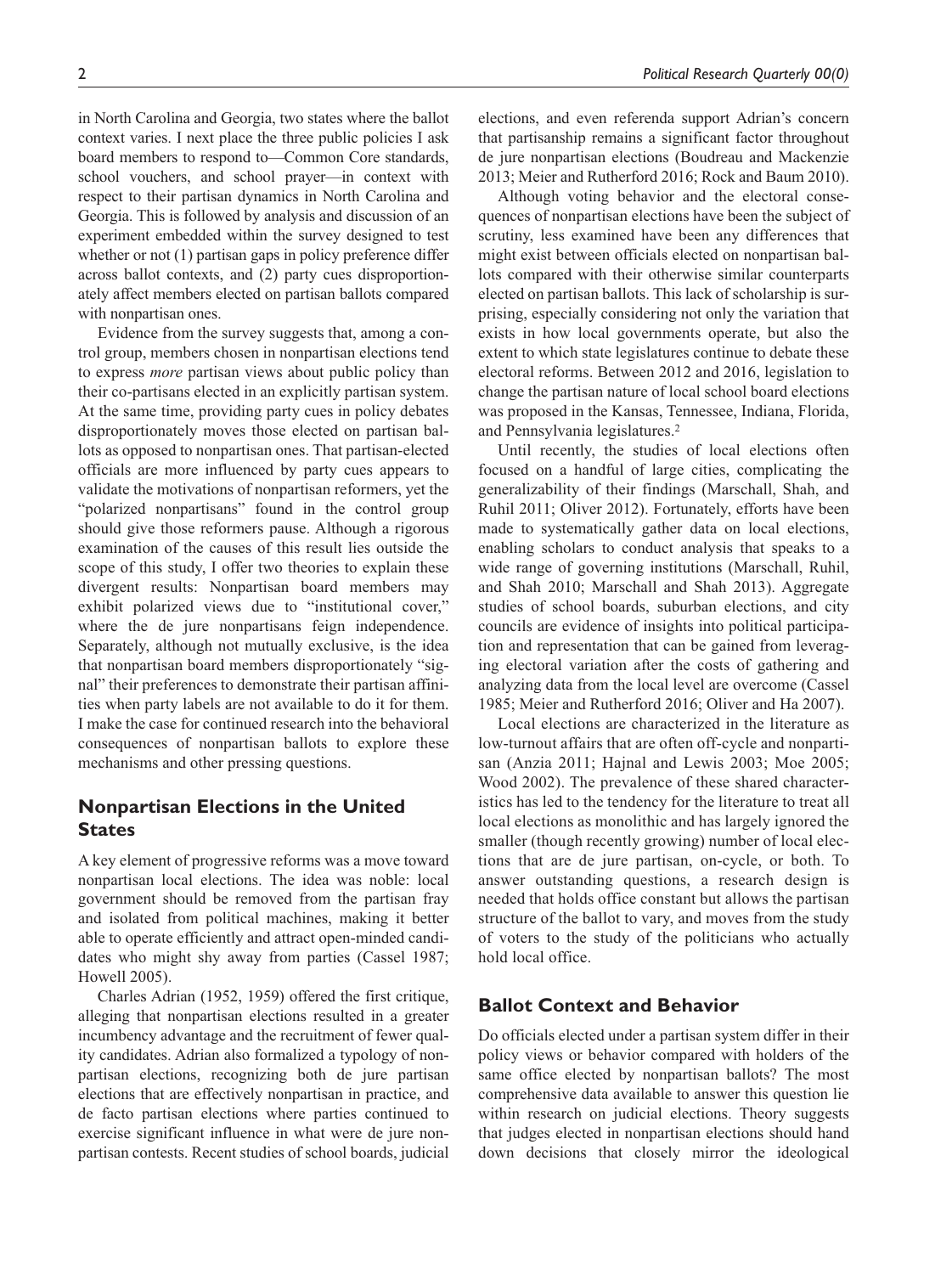in North Carolina and Georgia, two states where the ballot context varies. I next place the three public policies I ask board members to respond to—Common Core standards, school vouchers, and school prayer—in context with respect to their partisan dynamics in North Carolina and Georgia. This is followed by analysis and discussion of an experiment embedded within the survey designed to test whether or not (1) partisan gaps in policy preference differ across ballot contexts, and (2) party cues disproportionately affect members elected on partisan ballots compared with nonpartisan ones.

Evidence from the survey suggests that, among a control group, members chosen in nonpartisan elections tend to express *more* partisan views about public policy than their co-partisans elected in an explicitly partisan system. At the same time, providing party cues in policy debates disproportionately moves those elected on partisan ballots as opposed to nonpartisan ones. That partisan-elected officials are more influenced by party cues appears to validate the motivations of nonpartisan reformers, yet the "polarized nonpartisans" found in the control group should give those reformers pause. Although a rigorous examination of the causes of this result lies outside the scope of this study, I offer two theories to explain these divergent results: Nonpartisan board members may exhibit polarized views due to "institutional cover," where the de jure nonpartisans feign independence. Separately, although not mutually exclusive, is the idea that nonpartisan board members disproportionately "signal" their preferences to demonstrate their partisan affinities when party labels are not available to do it for them. I make the case for continued research into the behavioral consequences of nonpartisan ballots to explore these mechanisms and other pressing questions.

## Nonpartisan Elections in the United States

A key element of progressive reforms was a move toward nonpartisan local elections. The idea was noble: local government should be removed from the partisan fray and isolated from political machines, making it better able to operate efficiently and attract open-minded candidates who might shy away from parties (Cassel 1987; Howell 2005).

Charles Adrian (1952, 1959) offered the first critique, alleging that nonpartisan elections resulted in a greater incumbency advantage and the recruitment of fewer quality candidates. Adrian also formalized a typology of nonpartisan elections, recognizing both de jure partisan elections that are effectively nonpartisan in practice, and de facto partisan elections where parties continued to exercise significant influence in what were de jure nonpartisan contests. Recent studies of school boards, judicial elections, and even referenda support Adrian's concern that partisanship remains a significant factor throughout de jure nonpartisan elections (Boudreau and Mackenzie 2013; Meier and Rutherford 2016; Rock and Baum 2010).

Although voting behavior and the electoral consequences of nonpartisan elections have been the subject of scrutiny, less examined have been any differences that might exist between officials elected on nonpartisan ballots compared with their otherwise similar counterparts elected on partisan ballots. This lack of scholarship is surprising, especially considering not only the variation that exists in how local governments operate, but also the extent to which state legislatures continue to debate these electoral reforms. Between 2012 and 2016, legislation to change the partisan nature of local school board elections was proposed in the Kansas, Tennessee, Indiana, Florida, and Pennsylvania legislatures.[2]

Until recently, the studies of local elections often focused on a handful of large cities, complicating the generalizability of their findings (Marschall, Shah, and Ruhil 2011; Oliver 2012). Fortunately, efforts have been made to systematically gather data on local elections, enabling scholars to conduct analysis that speaks to a wide range of governing institutions (Marschall, Ruhil, and Shah 2010; Marschall and Shah 2013). Aggregate studies of school boards, suburban elections, and city councils are evidence of insights into political participation and representation that can be gained from leveraging electoral variation after the costs of gathering and analyzing data from the local level are overcome (Cassel 1985; Meier and Rutherford 2016; Oliver and Ha 2007).

Local elections are characterized in the literature as low-turnout affairs that are often off-cycle and nonpartisan (Anzia 2011; Hajnal and Lewis 2003; Moe 2005; Wood 2002). The prevalence of these shared characteristics has led to the tendency for the literature to treat all local elections as monolithic and has largely ignored the smaller (though recently growing) number of local elections that are de jure partisan, on-cycle, or both. To answer outstanding questions, a research design is needed that holds office constant but allows the partisan structure of the ballot to vary, and moves from the study of voters to the study of the politicians who actually hold local office.

## Ballot Context and Behavior

Do officials elected under a partisan system differ in their policy views or behavior compared with holders of the same office elected by nonpartisan ballots? The most comprehensive data available to answer this question lie within research on judicial elections. Theory suggests that judges elected in nonpartisan elections should hand down decisions that closely mirror the ideological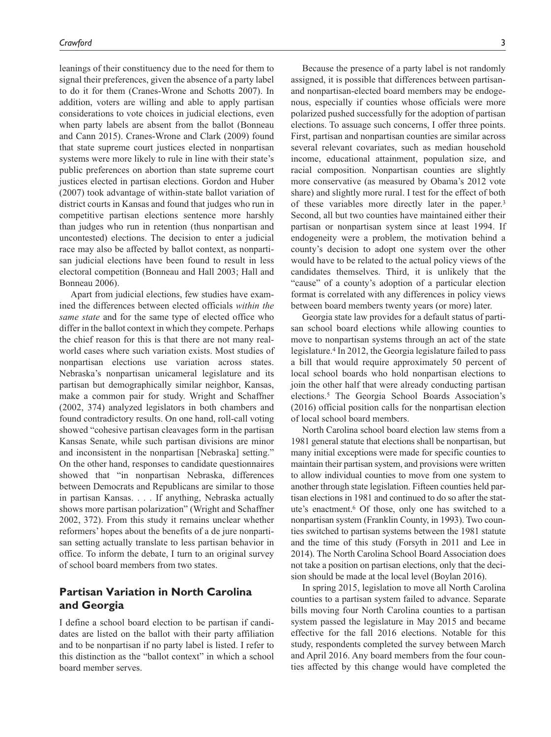leanings of their constituency due to the need for them to signal their preferences, given the absence of a party label to do it for them (Cranes-Wrone and Schotts 2007). In addition, voters are willing and able to apply partisan considerations to vote choices in judicial elections, even when party labels are absent from the ballot (Bonneau and Cann 2015). Cranes-Wrone and Clark (2009) found that state supreme court justices elected in nonpartisan systems were more likely to rule in line with their state's public preferences on abortion than state supreme court justices elected in partisan elections. Gordon and Huber (2007) took advantage of within-state ballot variation of district courts in Kansas and found that judges who run in competitive partisan elections sentence more harshly than judges who run in retention (thus nonpartisan and uncontested) elections. The decision to enter a judicial race may also be affected by ballot context, as nonpartisan judicial elections have been found to result in less electoral competition (Bonneau and Hall 2003; Hall and Bonneau 2006).

Apart from judicial elections, few studies have examined the differences between elected officials *within the same state* and for the same type of elected office who differ in the ballot context in which they compete. Perhaps the chief reason for this is that there are not many real-world cases where such variation exists. Most studies of nonpartisan elections use variation across states. Nebraska's nonpartisan unicameral legislature and its partisan but demographically similar neighbor, Kansas, make a common pair for study. Wright and Schaffner (2002, 374) analyzed legislators in both chambers and found contradictory results. On one hand, roll-call voting showed "cohesive partisan cleavages form in the partisan Kansas Senate, while such partisan divisions are minor and inconsistent in the nonpartisan [Nebraska] setting." On the other hand, responses to candidate questionnaires showed that "in nonpartisan Nebraska, differences between Democrats and Republicans are similar to those in partisan Kansas. . . . If anything, Nebraska actually shows more partisan polarization" (Wright and Schaffner 2002, 372). From this study it remains unclear whether reformers' hopes about the benefits of a de jure nonpartisan setting actually translate to less partisan behavior in office. To inform the debate, I turn to an original survey of school board members from two states.

## Partisan Variation in North Carolina and Georgia

I define a school board election to be partisan if candidates are listed on the ballot with their party affiliation and to be nonpartisan if no party label is listed. I refer to this distinction as the "ballot context" in which a school board member serves.

Because the presence of a party label is not randomly assigned, it is possible that differences between partisan- and nonpartisan-elected board members may be endogenous, especially if counties whose officials were more polarized pushed successfully for the adoption of partisan elections. To assuage such concerns, I offer three points. First, partisan and nonpartisan counties are similar across several relevant covariates, such as median household income, educational attainment, population size, and racial composition. Nonpartisan counties are slightly more conservative (as measured by Obama's 2012 vote share) and slightly more rural. I test for the effect of both of these variables more directly later in the paper.[3] Second, all but two counties have maintained either their partisan or nonpartisan system since at least 1994. If endogeneity were a problem, the motivation behind a county's decision to adopt one system over the other would have to be related to the actual policy views of the candidates themselves. Third, it is unlikely that the "cause" of a county's adoption of a particular election format is correlated with any differences in policy views between board members twenty years (or more) later.

Georgia state law provides for a default status of partisan school board elections while allowing counties to move to nonpartisan systems through an act of the state legislature.[4] In 2012, the Georgia legislature failed to pass a bill that would require approximately 50 percent of local school boards who hold nonpartisan elections to join the other half that were already conducting partisan elections.[5] The Georgia School Boards Association's (2016) official position calls for the nonpartisan election of local school board members.

North Carolina school board election law stems from a 1981 general statute that elections shall be nonpartisan, but many initial exceptions were made for specific counties to maintain their partisan system, and provisions were written to allow individual counties to move from one system to another through state legislation. Fifteen counties held partisan elections in 1981 and continued to do so after the statute's enactment.[6] Of those, only one has switched to a nonpartisan system (Franklin County, in 1993). Two counties switched to partisan systems between the 1981 statute and the time of this study (Forsyth in 2011 and Lee in 2014). The North Carolina School Board Association does not take a position on partisan elections, only that the decision should be made at the local level (Boylan 2016).

In spring 2015, legislation to move all North Carolina counties to a partisan system failed to advance. Separate bills moving four North Carolina counties to a partisan system passed the legislature in May 2015 and became effective for the fall 2016 elections. Notable for this study, respondents completed the survey between March and April 2016. Any board members from the four counties affected by this change would have completed the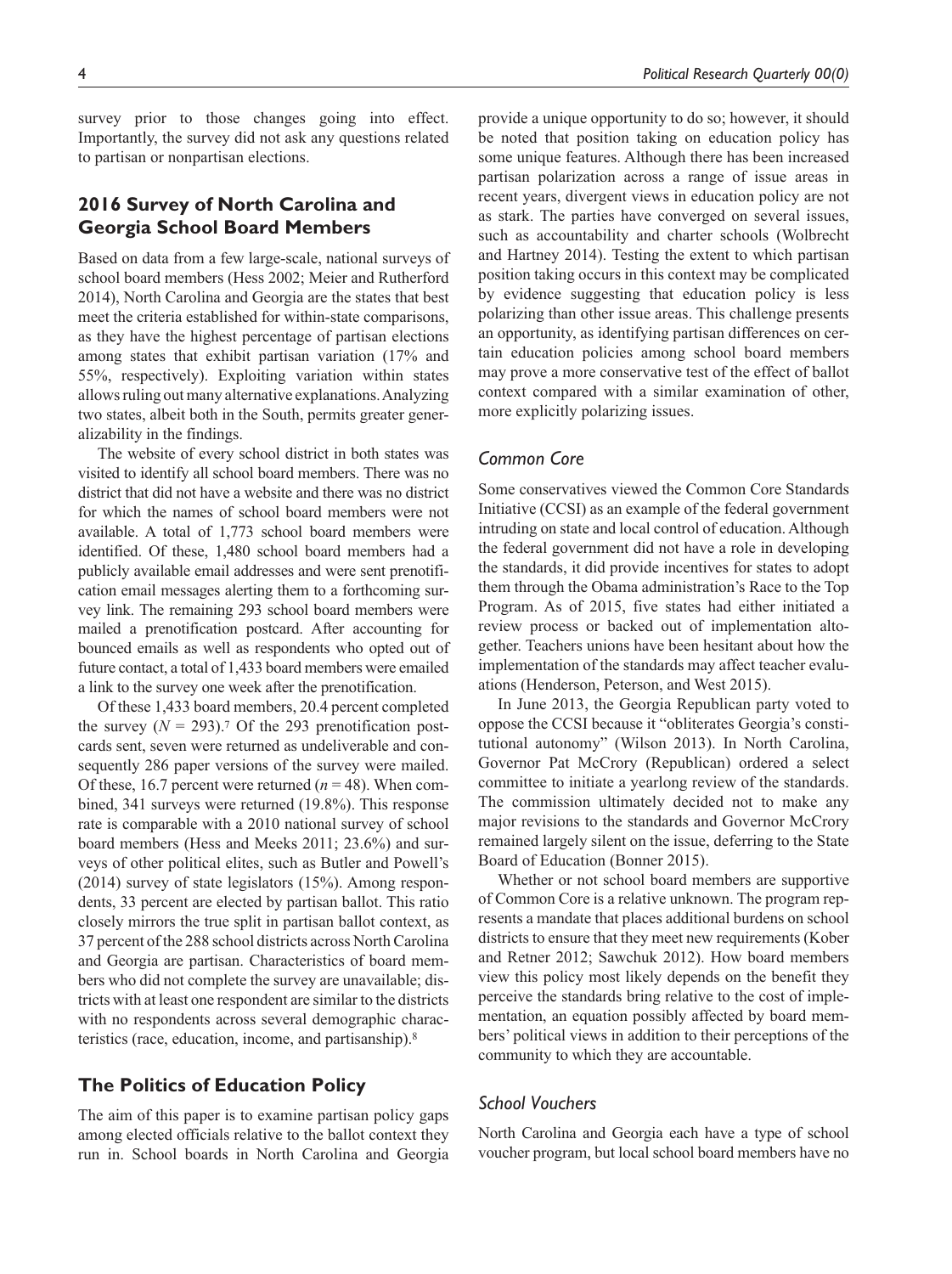survey prior to those changes going into effect. Importantly, the survey did not ask any questions related to partisan or nonpartisan elections.

## 2016 Survey of North Carolina and Georgia School Board Members

Based on data from a few large-scale, national surveys of school board members (Hess 2002; Meier and Rutherford 2014), North Carolina and Georgia are the states that best meet the criteria established for within-state comparisons, as they have the highest percentage of partisan elections among states that exhibit partisan variation (17% and 55%, respectively). Exploiting variation within states allows ruling out many alternative explanations. Analyzing two states, albeit both in the South, permits greater generalizability in the findings.

The website of every school district in both states was visited to identify all school board members. There was no district that did not have a website and there was no district for which the names of school board members were not available. A total of 1,773 school board members were identified. Of these, 1,480 school board members had a publicly available email addresses and were sent prenotification email messages alerting them to a forthcoming survey link. The remaining 293 school board members were mailed a prenotification postcard. After accounting for bounced emails as well as respondents who opted out of future contact, a total of 1,433 board members were emailed a link to the survey one week after the prenotification.

Of these 1,433 board members, 20.4 percent completed the survey ($N$ = 293).[7] Of the 293 prenotification postcards sent, seven were returned as undeliverable and consequently 286 paper versions of the survey were mailed. Of these, 16.7 percent were returned ($n$ = 48). When combined, 341 surveys were returned (19.8%). This response rate is comparable with a 2010 national survey of school board members (Hess and Meeks 2011; 23.6%) and surveys of other political elites, such as Butler and Powell's (2014) survey of state legislators (15%). Among respondents, 33 percent are elected by partisan ballot. This ratio closely mirrors the true split in partisan ballot context, as 37 percent of the 288 school districts across North Carolina and Georgia are partisan. Characteristics of board members who did not complete the survey are unavailable; districts with at least one respondent are similar to the districts with no respondents across several demographic characteristics (race, education, income, and partisanship).[8]

## The Politics of Education Policy

The aim of this paper is to examine partisan policy gaps among elected officials relative to the ballot context they run in. School boards in North Carolina and Georgia provide a unique opportunity to do so; however, it should be noted that position taking on education policy has some unique features. Although there has been increased partisan polarization across a range of issue areas in recent years, divergent views in education policy are not as stark. The parties have converged on several issues, such as accountability and charter schools (Wolbrecht and Hartney 2014). Testing the extent to which partisan position taking occurs in this context may be complicated by evidence suggesting that education policy is less polarizing than other issue areas. This challenge presents an opportunity, as identifying partisan differences on certain education policies among school board members may prove a more conservative test of the effect of ballot context compared with a similar examination of other, more explicitly polarizing issues.

### *Common Core*

Some conservatives viewed the Common Core Standards Initiative (CCSI) as an example of the federal government intruding on state and local control of education. Although the federal government did not have a role in developing the standards, it did provide incentives for states to adopt them through the Obama administration's Race to the Top Program. As of 2015, five states had either initiated a review process or backed out of implementation altogether. Teachers unions have been hesitant about how the implementation of the standards may affect teacher evaluations (Henderson, Peterson, and West 2015).

In June 2013, the Georgia Republican party voted to oppose the CCSI because it "obliterates Georgia's constitutional autonomy" (Wilson 2013). In North Carolina, Governor Pat McCrory (Republican) ordered a select committee to initiate a yearlong review of the standards. The commission ultimately decided not to make any major revisions to the standards and Governor McCrory remained largely silent on the issue, deferring to the State Board of Education (Bonner 2015).

Whether or not school board members are supportive of Common Core is a relative unknown. The program represents a mandate that places additional burdens on school districts to ensure that they meet new requirements (Kober and Retner 2012; Sawchuk 2012). How board members view this policy most likely depends on the benefit they perceive the standards bring relative to the cost of implementation, an equation possibly affected by board members' political views in addition to their perceptions of the community to which they are accountable.

### *School Vouchers*

North Carolina and Georgia each have a type of school voucher program, but local school board members have no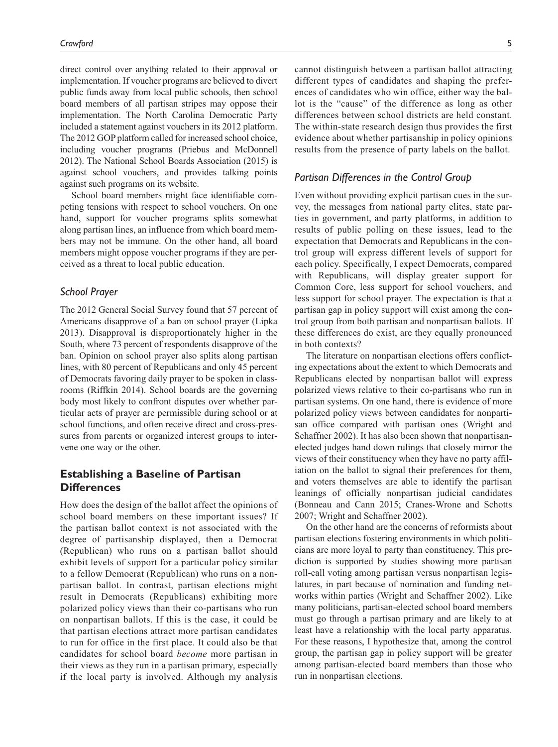direct control over anything related to their approval or implementation. If voucher programs are believed to divert public funds away from local public schools, then school board members of all partisan stripes may oppose their implementation. The North Carolina Democratic Party included a statement against vouchers in its 2012 platform. The 2012 GOP platform called for increased school choice, including voucher programs (Priebus and McDonnell 2012). The National School Boards Association (2015) is against school vouchers, and provides talking points against such programs on its website.

School board members might face identifiable competing tensions with respect to school vouchers. On one hand, support for voucher programs splits somewhat along partisan lines, an influence from which board members may not be immune. On the other hand, all board members might oppose voucher programs if they are perceived as a threat to local public education.

### *School Prayer*

The 2012 General Social Survey found that 57 percent of Americans disapprove of a ban on school prayer (Lipka 2013). Disapproval is disproportionately higher in the South, where 73 percent of respondents disapprove of the ban. Opinion on school prayer also splits along partisan lines, with 80 percent of Republicans and only 45 percent of Democrats favoring daily prayer to be spoken in classrooms (Riffkin 2014). School boards are the governing body most likely to confront disputes over whether particular acts of prayer are permissible during school or at school functions, and often receive direct and cross-pressures from parents or organized interest groups to intervene one way or the other.

## Establishing a Baseline of Partisan Differences

How does the design of the ballot affect the opinions of school board members on these important issues? If the partisan ballot context is not associated with the degree of partisanship displayed, then a Democrat (Republican) who runs on a partisan ballot should exhibit levels of support for a particular policy similar to a fellow Democrat (Republican) who runs on a nonpartisan ballot. In contrast, partisan elections might result in Democrats (Republicans) exhibiting more polarized policy views than their co-partisans who run on nonpartisan ballots. If this is the case, it could be that partisan elections attract more partisan candidates to run for office in the first place. It could also be that candidates for school board *become* more partisan in their views as they run in a partisan primary, especially if the local party is involved. Although my analysis cannot distinguish between a partisan ballot attracting different types of candidates and shaping the preferences of candidates who win office, either way the ballot is the "cause" of the difference as long as other differences between school districts are held constant. The within-state research design thus provides the first evidence about whether partisanship in policy opinions results from the presence of party labels on the ballot.

### *Partisan Differences in the Control Group*

Even without providing explicit partisan cues in the survey, the messages from national party elites, state parties in government, and party platforms, in addition to results of public polling on these issues, lead to the expectation that Democrats and Republicans in the control group will express different levels of support for each policy. Specifically, I expect Democrats, compared with Republicans, will display greater support for Common Core, less support for school vouchers, and less support for school prayer. The expectation is that a partisan gap in policy support will exist among the control group from both partisan and nonpartisan ballots. If these differences do exist, are they equally pronounced in both contexts?

The literature on nonpartisan elections offers conflicting expectations about the extent to which Democrats and Republicans elected by nonpartisan ballot will express polarized views relative to their co-partisans who run in partisan systems. On one hand, there is evidence of more polarized policy views between candidates for nonpartisan office compared with partisan ones (Wright and Schaffner 2002). It has also been shown that nonpartisan-elected judges hand down rulings that closely mirror the views of their constituency when they have no party affiliation on the ballot to signal their preferences for them, and voters themselves are able to identify the partisan leanings of officially nonpartisan judicial candidates (Bonneau and Cann 2015; Cranes-Wrone and Schotts 2007; Wright and Schaffner 2002).

On the other hand are the concerns of reformists about partisan elections fostering environments in which politicians are more loyal to party than constituency. This prediction is supported by studies showing more partisan roll-call voting among partisan versus nonpartisan legislatures, in part because of nomination and funding networks within parties (Wright and Schaffner 2002). Like many politicians, partisan-elected school board members must go through a partisan primary and are likely to at least have a relationship with the local party apparatus. For these reasons, I hypothesize that, among the control group, the partisan gap in policy support will be greater among partisan-elected board members than those who run in nonpartisan elections.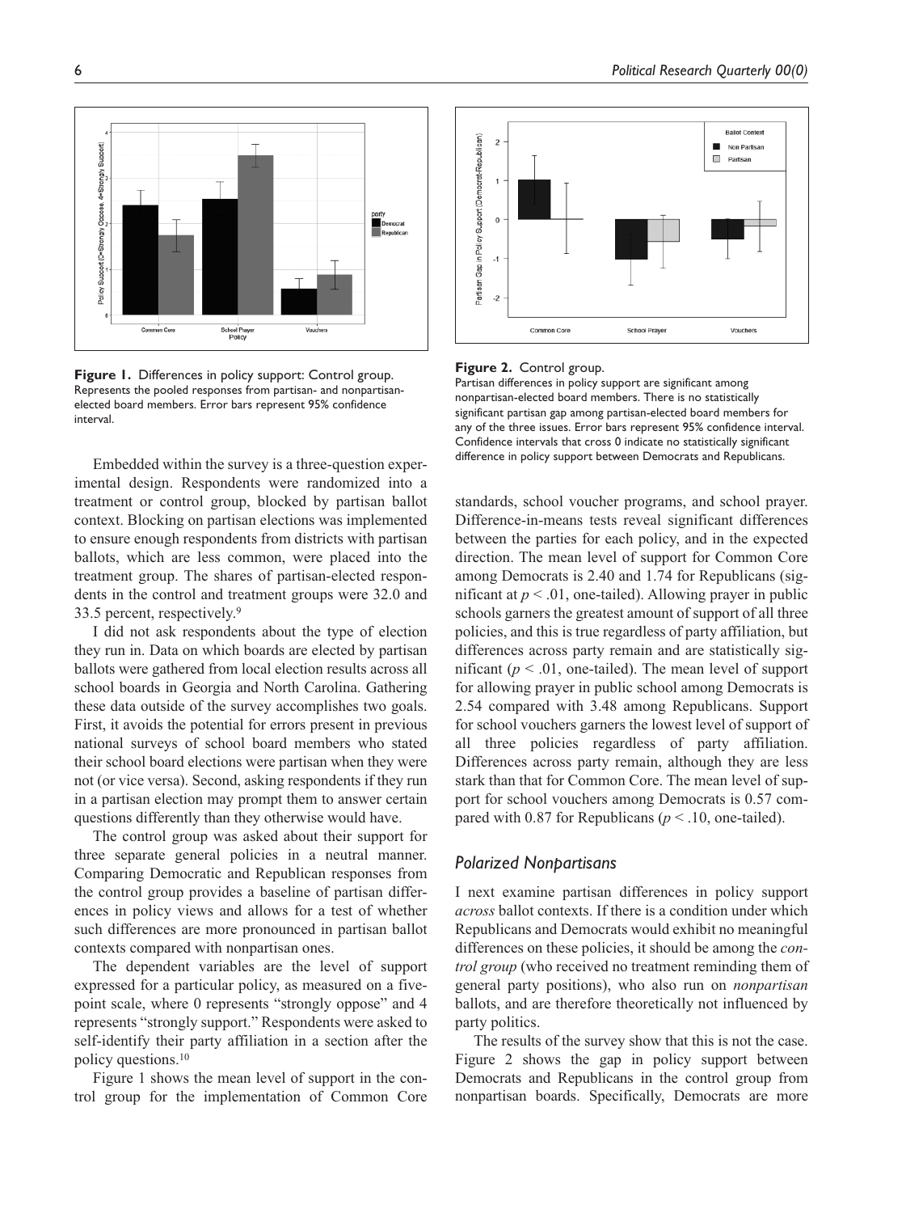**Figure 1.** Differences in policy support: Control group. Represents the pooled responses from partisan- and nonpartisan-elected board members. Error bars represent 95% confidence interval.

**Figure 2.** Control group. Partisan differences in policy support are significant among nonpartisan-elected board members. There is no statistically significant partisan gap among partisan-elected board members for any of the three issues. Error bars represent 95% confidence interval. Confidence intervals that cross 0 indicate no statistically significant difference in policy support between Democrats and Republicans.

Embedded within the survey is a three-question experimental design. Respondents were randomized into a treatment or control group, blocked by partisan ballot context. Blocking on partisan elections was implemented to ensure enough respondents from districts with partisan ballots, which are less common, were placed into the treatment group. The shares of partisan-elected respondents in the control and treatment groups were 32.0 and 33.5 percent, respectively.[9]

I did not ask respondents about the type of election they run in. Data on which boards are elected by partisan ballots were gathered from local election results across all school boards in Georgia and North Carolina. Gathering these data outside of the survey accomplishes two goals. First, it avoids the potential for errors present in previous national surveys of school board members who stated their school board elections were partisan when they were not (or vice versa). Second, asking respondents if they run in a partisan election may prompt them to answer certain questions differently than they otherwise would have.

The control group was asked about their support for three separate general policies in a neutral manner. Comparing Democratic and Republican responses from the control group provides a baseline of partisan differences in policy views and allows for a test of whether such differences are more pronounced in partisan ballot contexts compared with nonpartisan ones.

The dependent variables are the level of support expressed for a particular policy, as measured on a five-point scale, where 0 represents "strongly oppose" and 4 represents "strongly support." Respondents were asked to self-identify their party affiliation in a section after the policy questions.[10]

Figure 1 shows the mean level of support in the control group for the implementation of Common Core standards, school voucher programs, and school prayer. Difference-in-means tests reveal significant differences between the parties for each policy, and in the expected direction. The mean level of support for Common Core among Democrats is 2.40 and 1.74 for Republicans (significant at $p < .01$, one-tailed). Allowing prayer in public schools garners the greatest amount of support of all three policies, and this is true regardless of party affiliation, but differences across party remain and are statistically significant ($p < .01$, one-tailed). The mean level of support for allowing prayer in public school among Democrats is 2.54 compared with 3.48 among Republicans. Support for school vouchers garners the lowest level of support of all three policies regardless of party affiliation. Differences across party remain, although they are less stark than that for Common Core. The mean level of support for school vouchers among Democrats is 0.57 compared with 0.87 for Republicans ($p < .10$, one-tailed).

## *Polarized Nonpartisans*

I next examine partisan differences in policy support *across* ballot contexts. If there is a condition under which Republicans and Democrats would exhibit no meaningful differences on these policies, it should be among the *control group* (who received no treatment reminding them of general party positions), who also run on *nonpartisan* ballots, and are therefore theoretically not influenced by party politics.

The results of the survey show that this is not the case. Figure 2 shows the gap in policy support between Democrats and Republicans in the control group from nonpartisan boards. Specifically, Democrats are more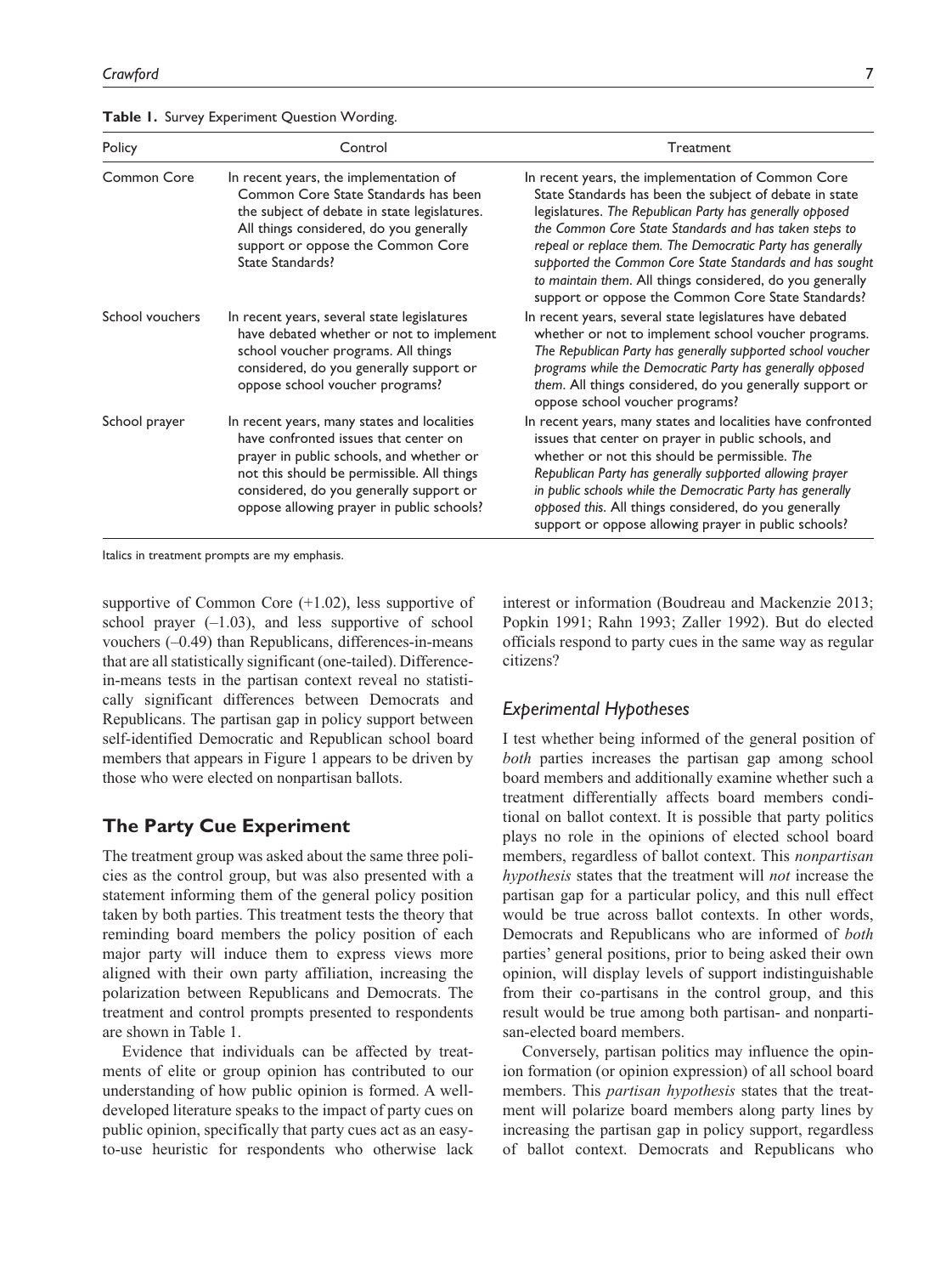**Table 1.** Survey Experiment Question Wording.

| Policy | Control | Treatment |
|---|---|---|
| Common Core | In recent years, the implementation of Common Core State Standards has been the subject of debate in state legislatures. All things considered, do you generally support or oppose the Common Core State Standards? | In recent years, the implementation of Common Core State Standards has been the subject of debate in state legislatures. *The Republican Party has generally opposed the Common Core State Standards and has taken steps to repeal or replace them. The Democratic Party has generally supported the Common Core State Standards and has sought to maintain them.* All things considered, do you generally support or oppose the Common Core State Standards? |
| School vouchers | In recent years, several state legislatures have debated whether or not to implement school voucher programs. All things considered, do you generally support or oppose school voucher programs? | In recent years, several state legislatures have debated whether or not to implement school voucher programs. *The Republican Party has generally supported school voucher programs while the Democratic Party has generally opposed them.* All things considered, do you generally support or oppose school voucher programs? |
| School prayer | In recent years, many states and localities have confronted issues that center on prayer in public schools, and whether or not this should be permissible. All things considered, do you generally support or oppose allowing prayer in public schools? | In recent years, many states and localities have confronted issues that center on prayer in public schools, and whether or not this should be permissible. *The Republican Party has generally supported allowing prayer in public schools while the Democratic Party has generally opposed this.* All things considered, do you generally support or oppose allowing prayer in public schools? |

Italics in treatment prompts are my emphasis.

supportive of Common Core (+1.02), less supportive of school prayer (–1.03), and less supportive of school vouchers (–0.49) than Republicans, differences-in-means that are all statistically significant (one-tailed). Difference-in-means tests in the partisan context reveal no statistically significant differences between Democrats and Republicans. The partisan gap in policy support between self-identified Democratic and Republican school board members that appears in Figure 1 appears to be driven by those who were elected on nonpartisan ballots.

## The Party Cue Experiment

The treatment group was asked about the same three policies as the control group, but was also presented with a statement informing them of the general policy position taken by both parties. This treatment tests the theory that reminding board members the policy position of each major party will induce them to express views more aligned with their own party affiliation, increasing the polarization between Republicans and Democrats. The treatment and control prompts presented to respondents are shown in Table 1.

Evidence that individuals can be affected by treatments of elite or group opinion has contributed to our understanding of how public opinion is formed. A well-developed literature speaks to the impact of party cues on public opinion, specifically that party cues act as an easy-to-use heuristic for respondents who otherwise lack interest or information (Boudreau and Mackenzie 2013; Popkin 1991; Rahn 1993; Zaller 1992). But do elected officials respond to party cues in the same way as regular citizens?

### Experimental Hypotheses

I test whether being informed of the general position of *both* parties increases the partisan gap among school board members and additionally examine whether such a treatment differentially affects board members conditional on ballot context. It is possible that party politics plays no role in the opinions of elected school board members, regardless of ballot context. This *nonpartisan hypothesis* states that the treatment will *not* increase the partisan gap for a particular policy, and this null effect would be true across ballot contexts. In other words, Democrats and Republicans who are informed of *both* parties' general positions, prior to being asked their own opinion, will display levels of support indistinguishable from their co-partisans in the control group, and this result would be true among both partisan- and nonpartisan-elected board members.

Conversely, partisan politics may influence the opinion formation (or opinion expression) of all school board members. This *partisan hypothesis* states that the treatment will polarize board members along party lines by increasing the partisan gap in policy support, regardless of ballot context. Democrats and Republicans who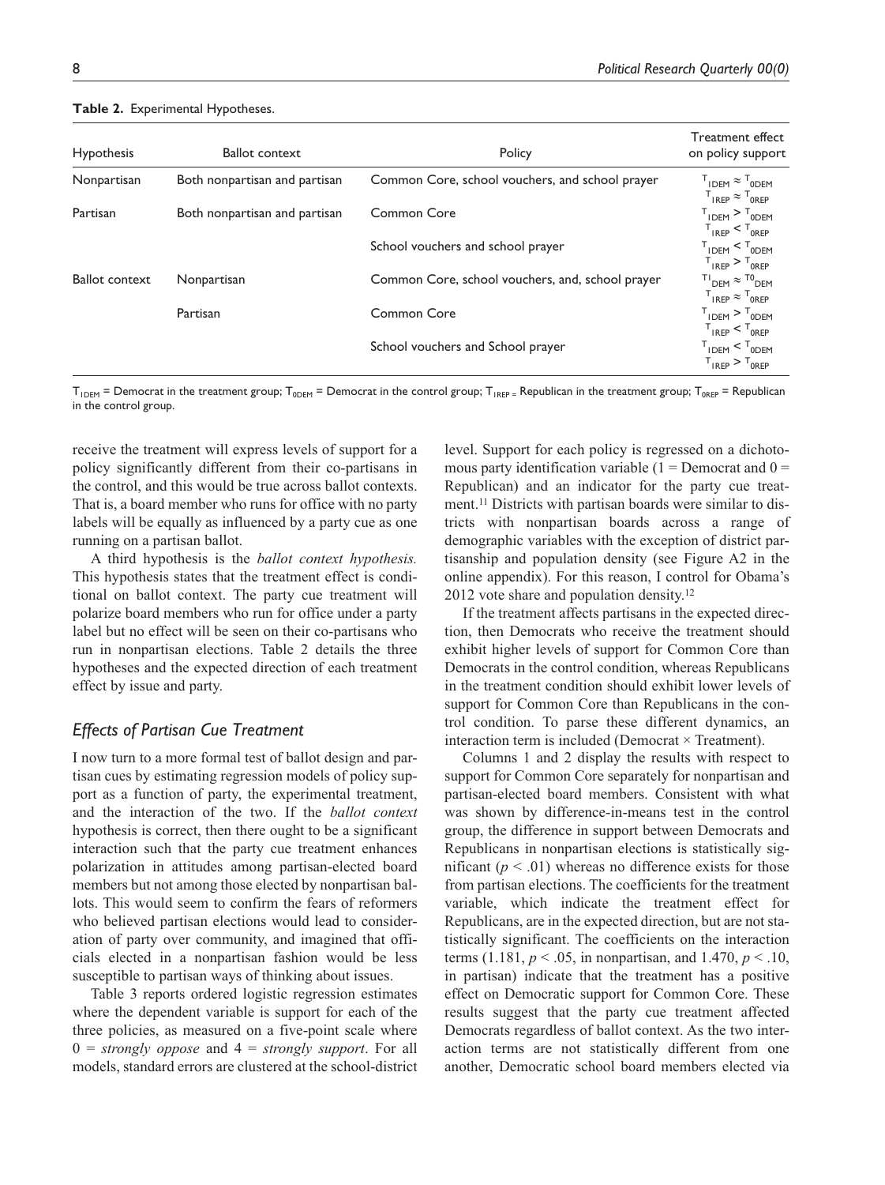**Table 2.** Experimental Hypotheses.

| Hypothesis | Ballot context | Policy | Treatment effect on policy support |
|---|---|---|---|
| Nonpartisan | Both nonpartisan and partisan | Common Core, school vouchers, and school prayer | $T_{1DEM} \approx T_{0DEM}$ $T_{1REP} \approx T_{0REP}$ |
| Partisan | Both nonpartisan and partisan | Common Core | $T_{1DEM} > T_{0DEM}$ $T_{1REP} < T_{0REP}$ |
| | | School vouchers and school prayer | $T_{1DEM} < T_{0DEM}$ $T_{1REP} > T_{0REP}$ |
| Ballot context | Nonpartisan | Common Core, school vouchers, and, school prayer | $T1_{DEM} \approx T0_{DEM}$ $T_{1REP} \approx T_{0REP}$ |
| | Partisan | Common Core | $T_{1DEM} > T_{0DEM}$ $T_{1REP} < T_{0REP}$ |
| | | School vouchers and School prayer | $T_{1DEM} < T_{0DEM}$ $T_{1REP} > T_{0REP}$ |

$T_{1DEM}$ = Democrat in the treatment group; $T_{0DEM}$ = Democrat in the control group; $T_{1REP}$ = Republican in the treatment group; $T_{0REP}$ = Republican in the control group.

receive the treatment will express levels of support for a policy significantly different from their co-partisans in the control, and this would be true across ballot contexts. That is, a board member who runs for office with no party labels will be equally as influenced by a party cue as one running on a partisan ballot.

A third hypothesis is the *ballot context hypothesis.* This hypothesis states that the treatment effect is conditional on ballot context. The party cue treatment will polarize board members who run for office under a party label but no effect will be seen on their co-partisans who run in nonpartisan elections. Table 2 details the three hypotheses and the expected direction of each treatment effect by issue and party.

## *Effects of Partisan Cue Treatment*

I now turn to a more formal test of ballot design and partisan cues by estimating regression models of policy support as a function of party, the experimental treatment, and the interaction of the two. If the *ballot context* hypothesis is correct, then there ought to be a significant interaction such that the party cue treatment enhances polarization in attitudes among partisan-elected board members but not among those elected by nonpartisan ballots. This would seem to confirm the fears of reformers who believed partisan elections would lead to consideration of party over community, and imagined that officials elected in a nonpartisan fashion would be less susceptible to partisan ways of thinking about issues.

Table 3 reports ordered logistic regression estimates where the dependent variable is support for each of the three policies, as measured on a five-point scale where 0 = *strongly oppose* and 4 = *strongly support*. For all models, standard errors are clustered at the school-district level. Support for each policy is regressed on a dichotomous party identification variable (1 = Democrat and 0 = Republican) and an indicator for the party cue treatment.[11] Districts with partisan boards were similar to districts with nonpartisan boards across a range of demographic variables with the exception of district partisanship and population density (see Figure A2 in the online appendix). For this reason, I control for Obama's 2012 vote share and population density.[12]

If the treatment affects partisans in the expected direction, then Democrats who receive the treatment should exhibit higher levels of support for Common Core than Democrats in the control condition, whereas Republicans in the treatment condition should exhibit lower levels of support for Common Core than Republicans in the control condition. To parse these different dynamics, an interaction term is included (Democrat × Treatment).

Columns 1 and 2 display the results with respect to support for Common Core separately for nonpartisan and partisan-elected board members. Consistent with what was shown by difference-in-means test in the control group, the difference in support between Democrats and Republicans in nonpartisan elections is statistically significant ($p < .01$) whereas no difference exists for those from partisan elections. The coefficients for the treatment variable, which indicate the treatment effect for Republicans, are in the expected direction, but are not statistically significant. The coefficients on the interaction terms (1.181, $p < .05$, in nonpartisan, and 1.470, $p < .10$, in partisan) indicate that the treatment has a positive effect on Democratic support for Common Core. These results suggest that the party cue treatment affected Democrats regardless of ballot context. As the two interaction terms are not statistically different from one another, Democratic school board members elected via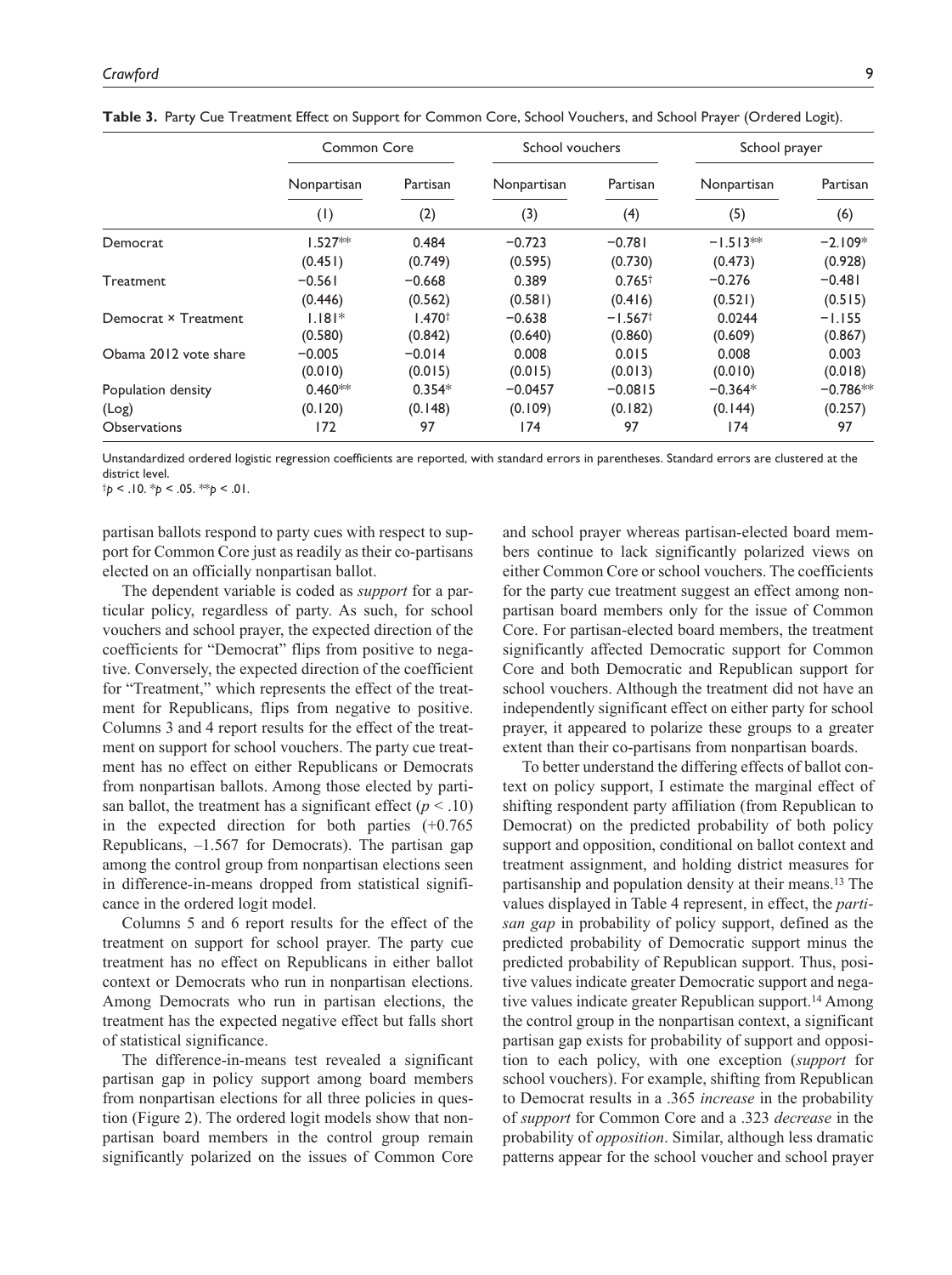**Table 3.** Party Cue Treatment Effect on Support for Common Core, School Vouchers, and School Prayer (Ordered Logit).

| | Common Core | | School vouchers | | School prayer | |
|---|---|---|---|---|---|---|
| | Nonpartisan | Partisan | Nonpartisan | Partisan | Nonpartisan | Partisan |
| | (1) | (2) | (3) | (4) | (5) | (6) |
| Democrat | 1.527** | 0.484 | −0.723 | −0.781 | −1.513** | −2.109* |
| | (0.451) | (0.749) | (0.595) | (0.730) | (0.473) | (0.928) |
| Treatment | −0.561 | −0.668 | 0.389 | 0.765† | −0.276 | −0.481 |
| | (0.446) | (0.562) | (0.581) | (0.416) | (0.521) | (0.515) |
| Democrat × Treatment | 1.181* | 1.470† | −0.638 | −1.567† | 0.0244 | −1.155 |
| | (0.580) | (0.842) | (0.640) | (0.860) | (0.609) | (0.867) |
| Obama 2012 vote share | −0.005 | −0.014 | 0.008 | 0.015 | 0.008 | 0.003 |
| | (0.010) | (0.015) | (0.015) | (0.013) | (0.010) | (0.018) |
| Population density | 0.460** | 0.354* | −0.0457 | −0.0815 | −0.364* | −0.786** |
| (Log) | (0.120) | (0.148) | (0.109) | (0.182) | (0.144) | (0.257) |
| Observations | 172 | 97 | 174 | 97 | 174 | 97 |

Unstandardized ordered logistic regression coefficients are reported, with standard errors in parentheses. Standard errors are clustered at the district level.
†$p < .10$. *$p < .05$. **$p < .01$.

partisan ballots respond to party cues with respect to support for Common Core just as readily as their co-partisans elected on an officially nonpartisan ballot.

The dependent variable is coded as *support* for a particular policy, regardless of party. As such, for school vouchers and school prayer, the expected direction of the coefficients for "Democrat" flips from positive to negative. Conversely, the expected direction of the coefficient for "Treatment," which represents the effect of the treatment for Republicans, flips from negative to positive. Columns 3 and 4 report results for the effect of the treatment on support for school vouchers. The party cue treatment has no effect on either Republicans or Democrats from nonpartisan ballots. Among those elected by partisan ballot, the treatment has a significant effect ($p < .10$) in the expected direction for both parties (+0.765 Republicans, –1.567 for Democrats). The partisan gap among the control group from nonpartisan elections seen in difference-in-means dropped from statistical significance in the ordered logit model.

Columns 5 and 6 report results for the effect of the treatment on support for school prayer. The party cue treatment has no effect on Republicans in either ballot context or Democrats who run in nonpartisan elections. Among Democrats who run in partisan elections, the treatment has the expected negative effect but falls short of statistical significance.

The difference-in-means test revealed a significant partisan gap in policy support among board members from nonpartisan elections for all three policies in question (Figure 2). The ordered logit models show that nonpartisan board members in the control group remain significantly polarized on the issues of Common Core and school prayer whereas partisan-elected board members continue to lack significantly polarized views on either Common Core or school vouchers. The coefficients for the party cue treatment suggest an effect among nonpartisan board members only for the issue of Common Core. For partisan-elected board members, the treatment significantly affected Democratic support for Common Core and both Democratic and Republican support for school vouchers. Although the treatment did not have an independently significant effect on either party for school prayer, it appeared to polarize these groups to a greater extent than their co-partisans from nonpartisan boards.

To better understand the differing effects of ballot context on policy support, I estimate the marginal effect of shifting respondent party affiliation (from Republican to Democrat) on the predicted probability of both policy support and opposition, conditional on ballot context and treatment assignment, and holding district measures for partisanship and population density at their means.[13] The values displayed in Table 4 represent, in effect, the *partisan gap* in probability of policy support, defined as the predicted probability of Democratic support minus the predicted probability of Republican support. Thus, positive values indicate greater Democratic support and negative values indicate greater Republican support.[14] Among the control group in the nonpartisan context, a significant partisan gap exists for probability of support and opposition to each policy, with one exception (*support* for school vouchers). For example, shifting from Republican to Democrat results in a .365 *increase* in the probability of *support* for Common Core and a .323 *decrease* in the probability of *opposition*. Similar, although less dramatic patterns appear for the school voucher and school prayer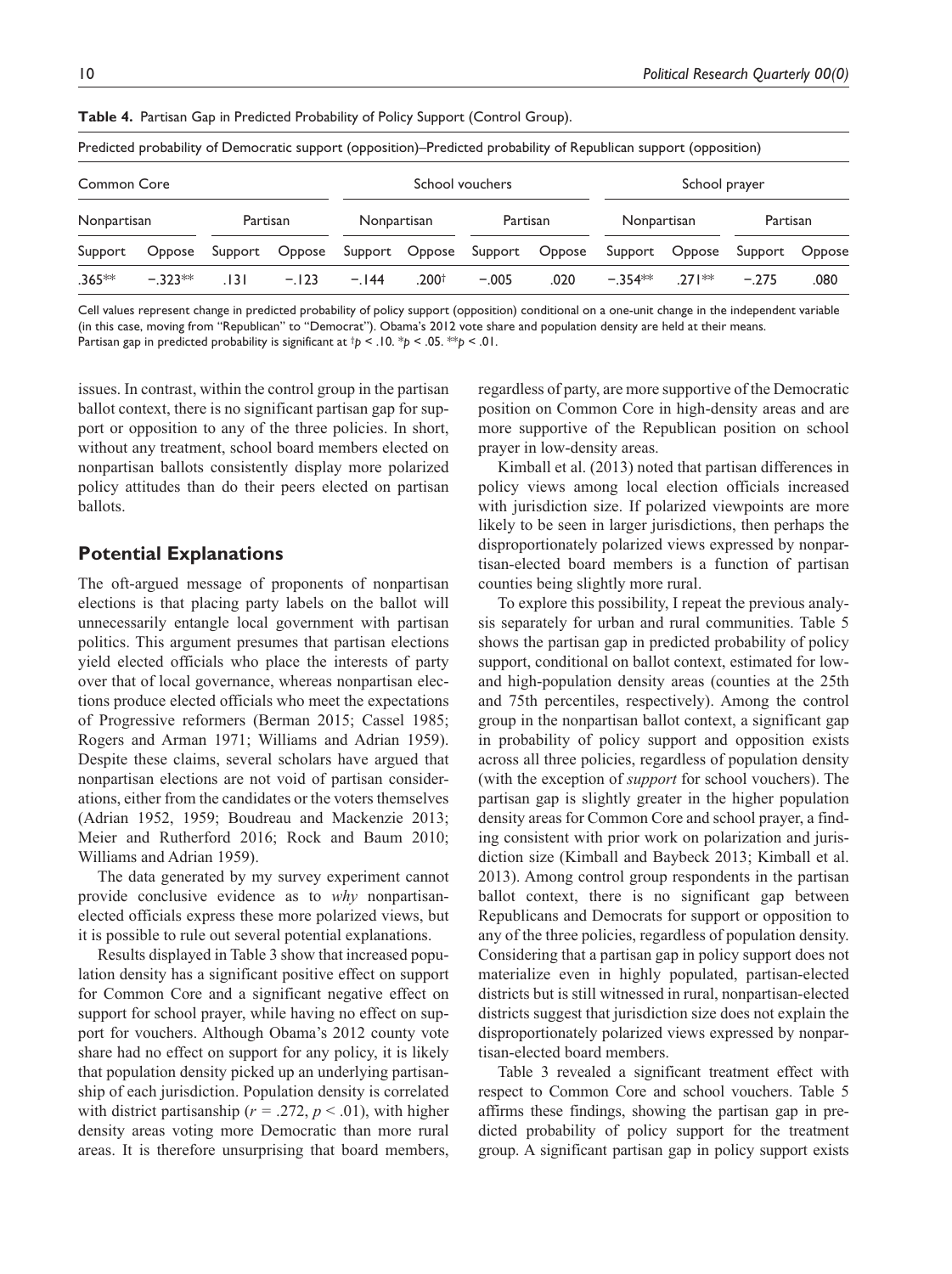**Table 4.** Partisan Gap in Predicted Probability of Policy Support (Control Group).

| Predicted probability of Democratic support (opposition)–Predicted probability of Republican support (opposition) | | | | | | | | | | | |
|---|---|---|---|---|---|---|---|---|---|---|---|
| Common Core | | | | School vouchers | | | | School prayer | | | |
| Nonpartisan | | Partisan | | Nonpartisan | | Partisan | | Nonpartisan | | Partisan | |
| Support | Oppose | Support | Oppose | Support | Oppose | Support | Oppose | Support | Oppose | Support | Oppose |
| .365** | −.323** | .131 | −.123 | −.144 | .200† | −.005 | .020 | −.354** | .271** | −.275 | .080 |

Cell values represent change in predicted probability of policy support (opposition) conditional on a one-unit change in the independent variable (in this case, moving from "Republican" to "Democrat"). Obama's 2012 vote share and population density are held at their means.
Partisan gap in predicted probability is significant at †$p < .10$. *$p < .05$. **$p < .01$.

issues. In contrast, within the control group in the partisan ballot context, there is no significant partisan gap for support or opposition to any of the three policies. In short, without any treatment, school board members elected on nonpartisan ballots consistently display more polarized policy attitudes than do their peers elected on partisan ballots.

## Potential Explanations

The oft-argued message of proponents of nonpartisan elections is that placing party labels on the ballot will unnecessarily entangle local government with partisan politics. This argument presumes that partisan elections yield elected officials who place the interests of party over that of local governance, whereas nonpartisan elections produce elected officials who meet the expectations of Progressive reformers (Berman 2015; Cassel 1985; Rogers and Arman 1971; Williams and Adrian 1959). Despite these claims, several scholars have argued that nonpartisan elections are not void of partisan considerations, either from the candidates or the voters themselves (Adrian 1952, 1959; Boudreau and Mackenzie 2013; Meier and Rutherford 2016; Rock and Baum 2010; Williams and Adrian 1959).

The data generated by my survey experiment cannot provide conclusive evidence as to *why* nonpartisan-elected officials express these more polarized views, but it is possible to rule out several potential explanations.

Results displayed in Table 3 show that increased population density has a significant positive effect on support for Common Core and a significant negative effect on support for school prayer, while having no effect on support for vouchers. Although Obama's 2012 county vote share had no effect on support for any policy, it is likely that population density picked up an underlying partisanship of each jurisdiction. Population density is correlated with district partisanship ($r = .272$, $p < .01$), with higher density areas voting more Democratic than more rural areas. It is therefore unsurprising that board members, regardless of party, are more supportive of the Democratic position on Common Core in high-density areas and are more supportive of the Republican position on school prayer in low-density areas.

Kimball et al. (2013) noted that partisan differences in policy views among local election officials increased with jurisdiction size. If polarized viewpoints are more likely to be seen in larger jurisdictions, then perhaps the disproportionately polarized views expressed by nonpartisan-elected board members is a function of partisan counties being slightly more rural.

To explore this possibility, I repeat the previous analysis separately for urban and rural communities. Table 5 shows the partisan gap in predicted probability of policy support, conditional on ballot context, estimated for low- and high-population density areas (counties at the 25th and 75th percentiles, respectively). Among the control group in the nonpartisan ballot context, a significant gap in probability of policy support and opposition exists across all three policies, regardless of population density (with the exception of *support* for school vouchers). The partisan gap is slightly greater in the higher population density areas for Common Core and school prayer, a finding consistent with prior work on polarization and jurisdiction size (Kimball and Baybeck 2013; Kimball et al. 2013). Among control group respondents in the partisan ballot context, there is no significant gap between Republicans and Democrats for support or opposition to any of the three policies, regardless of population density. Considering that a partisan gap in policy support does not materialize even in highly populated, partisan-elected districts but is still witnessed in rural, nonpartisan-elected districts suggest that jurisdiction size does not explain the disproportionately polarized views expressed by nonpartisan-elected board members.

Table 3 revealed a significant treatment effect with respect to Common Core and school vouchers. Table 5 affirms these findings, showing the partisan gap in predicted probability of policy support for the treatment group. A significant partisan gap in policy support exists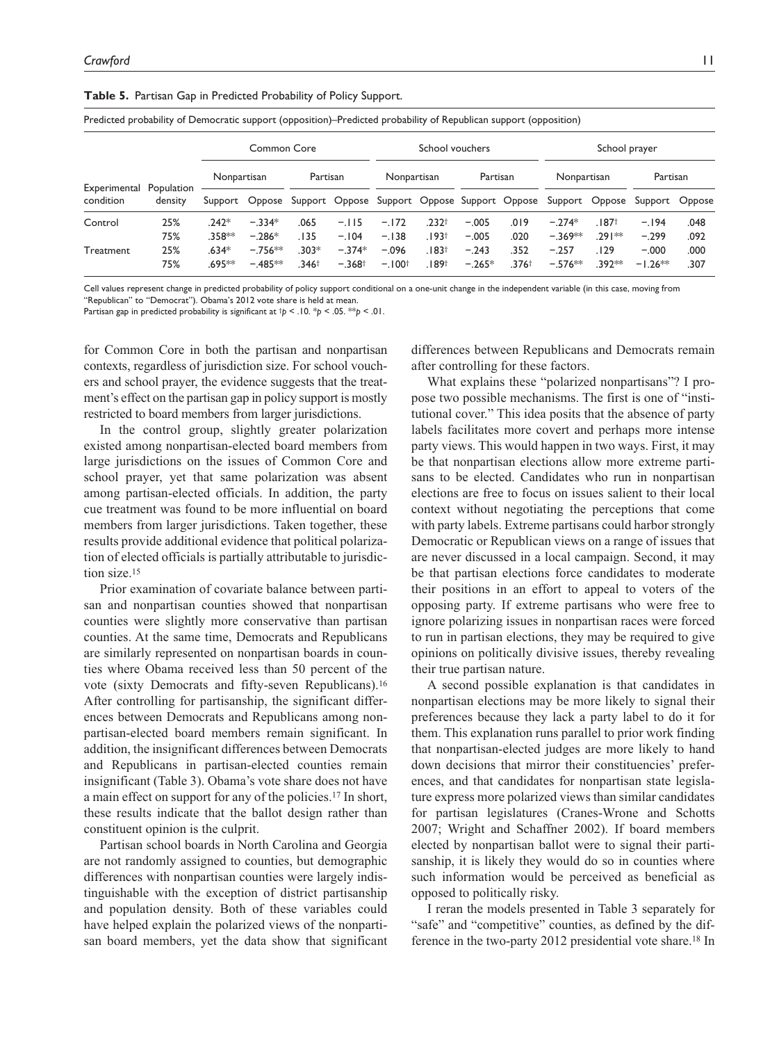**Table 5.** Partisan Gap in Predicted Probability of Policy Support.

Predicted probability of Democratic support (opposition)–Predicted probability of Republican support (opposition)

| | | Common Core | | | | School vouchers | | | | School prayer | | | |
|---|---|---|---|---|---|---|---|---|---|---|---|---|---|
| | | Nonpartisan | | Partisan | | Nonpartisan | | Partisan | | Nonpartisan | | Partisan | |
| Experimental condition | Population density | Support | Oppose | Support | Oppose | Support | Oppose | Support | Oppose | Support | Oppose | Support | Oppose |
| Control | 25% | .242* | −.334* | .065 | −.115 | −.172 | .232† | −.005 | .019 | −.274* | .187† | −.194 | .048 |
| | 75% | .358** | −.286* | .135 | −.104 | −.138 | .193† | −.005 | .020 | −.369** | .291** | −.299 | .092 |
| Treatment | 25% | .634* | −.756** | .303* | −.374* | −.096 | .183† | −.243 | .352 | −.257 | .129 | −.000 | .000 |
| | 75% | .695** | −.485** | .346† | −.368† | −.100† | .189† | −.265* | .376† | −.576** | .392** | −1.26** | .307 |

Cell values represent change in predicted probability of policy support conditional on a one-unit change in the independent variable (in this case, moving from "Republican" to "Democrat"). Obama's 2012 vote share is held at mean.

Partisan gap in predicted probability is significant at †$p < .10$. *$p < .05$. **$p < .01$.

for Common Core in both the partisan and nonpartisan contexts, regardless of jurisdiction size. For school vouchers and school prayer, the evidence suggests that the treatment's effect on the partisan gap in policy support is mostly restricted to board members from larger jurisdictions.

In the control group, slightly greater polarization existed among nonpartisan-elected board members from large jurisdictions on the issues of Common Core and school prayer, yet that same polarization was absent among partisan-elected officials. In addition, the party cue treatment was found to be more influential on board members from larger jurisdictions. Taken together, these results provide additional evidence that political polarization of elected officials is partially attributable to jurisdiction size.[15]

Prior examination of covariate balance between partisan and nonpartisan counties showed that nonpartisan counties were slightly more conservative than partisan counties. At the same time, Democrats and Republicans are similarly represented on nonpartisan boards in counties where Obama received less than 50 percent of the vote (sixty Democrats and fifty-seven Republicans).[16] After controlling for partisanship, the significant differences between Democrats and Republicans among nonpartisan-elected board members remain significant. In addition, the insignificant differences between Democrats and Republicans in partisan-elected counties remain insignificant (Table 3). Obama's vote share does not have a main effect on support for any of the policies.[17] In short, these results indicate that the ballot design rather than constituent opinion is the culprit.

Partisan school boards in North Carolina and Georgia are not randomly assigned to counties, but demographic differences with nonpartisan counties were largely indistinguishable with the exception of district partisanship and population density. Both of these variables could have helped explain the polarized views of the nonpartisan board members, yet the data show that significant differences between Republicans and Democrats remain after controlling for these factors.

What explains these "polarized nonpartisans"? I propose two possible mechanisms. The first is one of "institutional cover." This idea posits that the absence of party labels facilitates more covert and perhaps more intense party views. This would happen in two ways. First, it may be that nonpartisan elections allow more extreme partisans to be elected. Candidates who run in nonpartisan elections are free to focus on issues salient to their local context without negotiating the perceptions that come with party labels. Extreme partisans could harbor strongly Democratic or Republican views on a range of issues that are never discussed in a local campaign. Second, it may be that partisan elections force candidates to moderate their positions in an effort to appeal to voters of the opposing party. If extreme partisans who were free to ignore polarizing issues in nonpartisan races were forced to run in partisan elections, they may be required to give opinions on politically divisive issues, thereby revealing their true partisan nature.

A second possible explanation is that candidates in nonpartisan elections may be more likely to signal their preferences because they lack a party label to do it for them. This explanation runs parallel to prior work finding that nonpartisan-elected judges are more likely to hand down decisions that mirror their constituencies' preferences, and that candidates for nonpartisan state legislature express more polarized views than similar candidates for partisan legislatures (Canes-Wrone and Schotts 2007; Wright and Schaffner 2002). If board members elected by nonpartisan ballot were to signal their partisanship, it is likely they would do so in counties where such information would be perceived as beneficial as opposed to politically risky.

I reran the models presented in Table 3 separately for "safe" and "competitive" counties, as defined by the difference in the two-party 2012 presidential vote share.[18] In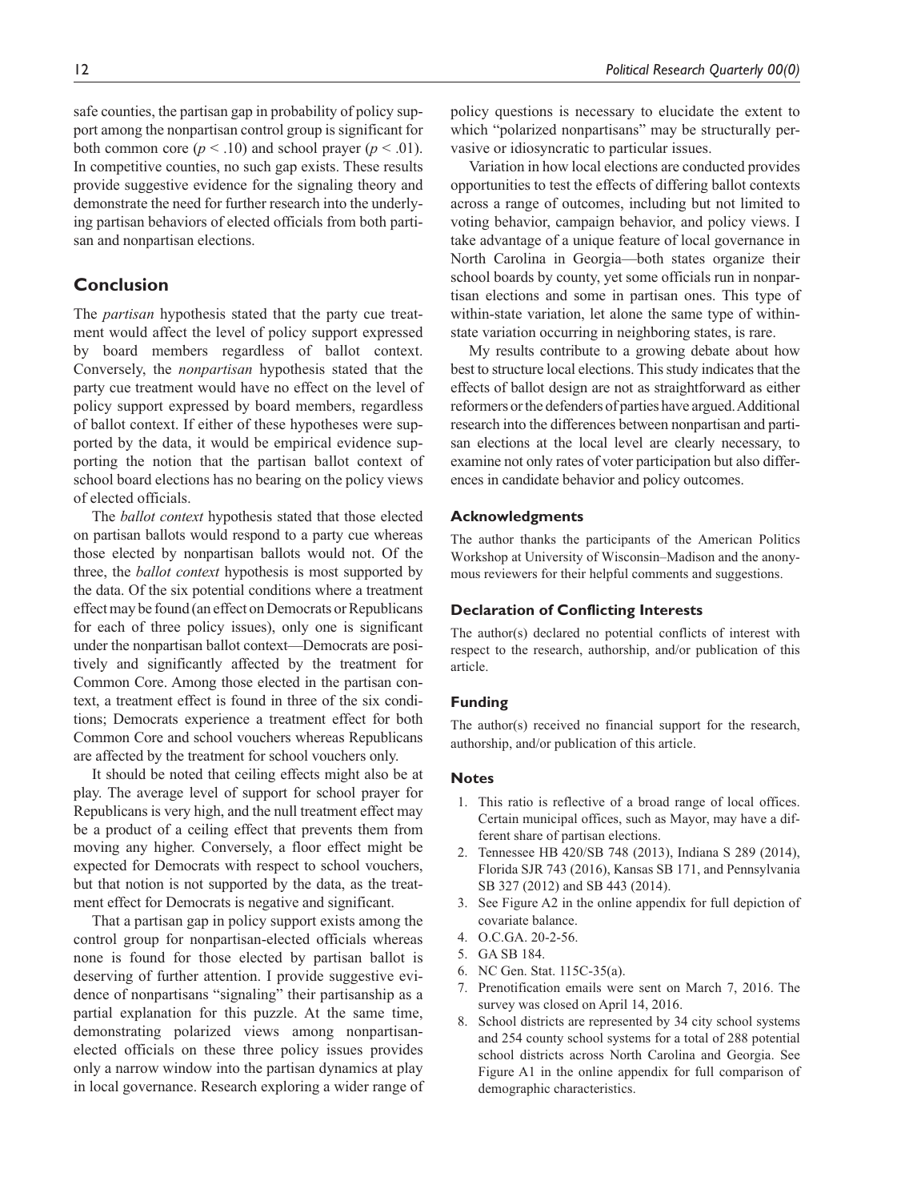safe counties, the partisan gap in probability of policy support among the nonpartisan control group is significant for both common core ($p < .10$) and school prayer ($p < .01$). In competitive counties, no such gap exists. These results provide suggestive evidence for the signaling theory and demonstrate the need for further research into the underlying partisan behaviors of elected officials from both partisan and nonpartisan elections.

## Conclusion

The *partisan* hypothesis stated that the party cue treatment would affect the level of policy support expressed by board members regardless of ballot context. Conversely, the *nonpartisan* hypothesis stated that the party cue treatment would have no effect on the level of policy support expressed by board members, regardless of ballot context. If either of these hypotheses were supported by the data, it would be empirical evidence supporting the notion that the partisan ballot context of school board elections has no bearing on the policy views of elected officials.

The *ballot context* hypothesis stated that those elected on partisan ballots would respond to a party cue whereas those elected by nonpartisan ballots would not. Of the three, the *ballot context* hypothesis is most supported by the data. Of the six potential conditions where a treatment effect may be found (an effect on Democrats or Republicans for each of three policy issues), only one is significant under the nonpartisan ballot context—Democrats are positively and significantly affected by the treatment for Common Core. Among those elected in the partisan context, a treatment effect is found in three of the six conditions; Democrats experience a treatment effect for both Common Core and school vouchers whereas Republicans are affected by the treatment for school vouchers only.

It should be noted that ceiling effects might also be at play. The average level of support for school prayer for Republicans is very high, and the null treatment effect may be a product of a ceiling effect that prevents them from moving any higher. Conversely, a floor effect might be expected for Democrats with respect to school vouchers, but that notion is not supported by the data, as the treatment effect for Democrats is negative and significant.

That a partisan gap in policy support exists among the control group for nonpartisan-elected officials whereas none is found for those elected by partisan ballot is deserving of further attention. I provide suggestive evidence of nonpartisans "signaling" their partisanship as a partial explanation for this puzzle. At the same time, demonstrating polarized views among nonpartisan-elected officials on these three policy issues provides only a narrow window into the partisan dynamics at play in local governance. Research exploring a wider range of policy questions is necessary to elucidate the extent to which "polarized nonpartisans" may be structurally pervasive or idiosyncratic to particular issues.

Variation in how local elections are conducted provides opportunities to test the effects of differing ballot contexts across a range of outcomes, including but not limited to voting behavior, campaign behavior, and policy views. I take advantage of a unique feature of local governance in North Carolina in Georgia—both states organize their school boards by county, yet some officials run in nonpartisan elections and some in partisan ones. This type of within-state variation, let alone the same type of within-state variation occurring in neighboring states, is rare.

My results contribute to a growing debate about how best to structure local elections. This study indicates that the effects of ballot design are not as straightforward as either reformers or the defenders of parties have argued. Additional research into the differences between nonpartisan and partisan elections at the local level are clearly necessary, to examine not only rates of voter participation but also differences in candidate behavior and policy outcomes.

### Acknowledgments

The author thanks the participants of the American Politics Workshop at University of Wisconsin–Madison and the anonymous reviewers for their helpful comments and suggestions.

### Declaration of Conflicting Interests

The author(s) declared no potential conflicts of interest with respect to the research, authorship, and/or publication of this article.

### Funding

The author(s) received no financial support for the research, authorship, and/or publication of this article.

### Notes

1. This ratio is reflective of a broad range of local offices. Certain municipal offices, such as Mayor, may have a different share of partisan elections.
2. Tennessee HB 420/SB 748 (2013), Indiana S 289 (2014), Florida SJR 743 (2016), Kansas SB 171, and Pennsylvania SB 327 (2012) and SB 443 (2014).
3. See Figure A2 in the online appendix for full depiction of covariate balance.
4. O.C.GA. 20-2-56.
5. GA SB 184.
6. NC Gen. Stat. 115C-35(a).
7. Prenotification emails were sent on March 7, 2016. The survey was closed on April 14, 2016.
8. School districts are represented by 34 city school systems and 254 county school systems for a total of 288 potential school districts across North Carolina and Georgia. See Figure A1 in the online appendix for full comparison of demographic characteristics.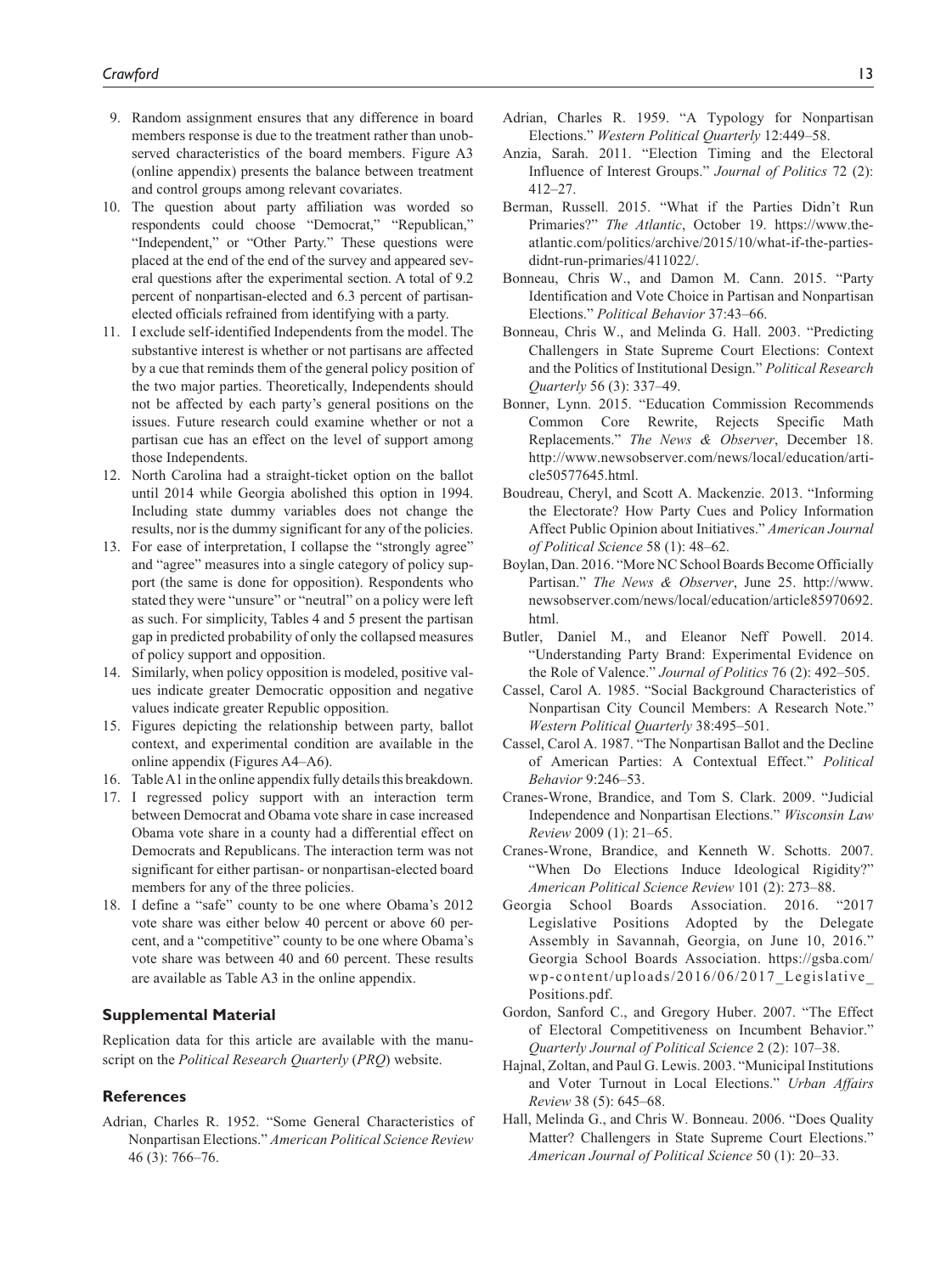9. Random assignment ensures that any difference in board members response is due to the treatment rather than unobserved characteristics of the board members. Figure A3 (online appendix) presents the balance between treatment and control groups among relevant covariates.
10. The question about party affiliation was worded so respondents could choose "Democrat," "Republican," "Independent," or "Other Party." These questions were placed at the end of the end of the survey and appeared several questions after the experimental section. A total of 9.2 percent of nonpartisan-elected and 6.3 percent of partisan-elected officials refrained from identifying with a party.
11. I exclude self-identified Independents from the model. The substantive interest is whether or not partisans are affected by a cue that reminds them of the general policy position of the two major parties. Theoretically, Independents should not be affected by each party's general positions on the issues. Future research could examine whether or not a partisan cue has an effect on the level of support among those Independents.
12. North Carolina had a straight-ticket option on the ballot until 2014 while Georgia abolished this option in 1994. Including state dummy variables does not change the results, nor is the dummy significant for any of the policies.
13. For ease of interpretation, I collapse the "strongly agree" and "agree" measures into a single category of policy support (the same is done for opposition). Respondents who stated they were "unsure" or "neutral" on a policy were left as such. For simplicity, Tables 4 and 5 present the partisan gap in predicted probability of only the collapsed measures of policy support and opposition.
14. Similarly, when policy opposition is modeled, positive values indicate greater Democratic opposition and negative values indicate greater Republic opposition.
15. Figures depicting the relationship between party, ballot context, and experimental condition are available in the online appendix (Figures A4–A6).
16. Table A1 in the online appendix fully details this breakdown.
17. I regressed policy support with an interaction term between Democrat and Obama vote share in case increased Obama vote share in a county had a differential effect on Democrats and Republicans. The interaction term was not significant for either partisan- or nonpartisan-elected board members for any of the three policies.
18. I define a "safe" county to be one where Obama's 2012 vote share was either below 40 percent or above 60 percent, and a "competitive" county to be one where Obama's vote share was between 40 and 60 percent. These results are available as Table A3 in the online appendix.

### Supplemental Material

Replication data for this article are available with the manuscript on the *Political Research Quarterly* (*PRQ*) website.

### References

Adrian, Charles R. 1952. "Some General Characteristics of Nonpartisan Elections." *American Political Science Review* 46 (3): 766–76.

Adrian, Charles R. 1959. "A Typology for Nonpartisan Elections." *Western Political Quarterly* 12:449–58.

Anzia, Sarah. 2011. "Election Timing and the Electoral Influence of Interest Groups." *Journal of Politics* 72 (2): 412–27.

Berman, Russell. 2015. "What if the Parties Didn't Run Primaries?" *The Atlantic*, October 19. https://www.theatlantic.com/politics/archive/2015/10/what-if-the-parties-didnt-run-primaries/411022/.

Bonneau, Chris W., and Damon M. Cann. 2015. "Party Identification and Vote Choice in Partisan and Nonpartisan Elections." *Political Behavior* 37:43–66.

Bonneau, Chris W., and Melinda G. Hall. 2003. "Predicting Challengers in State Supreme Court Elections: Context and the Politics of Institutional Design." *Political Research Quarterly* 56 (3): 337–49.

Bonner, Lynn. 2015. "Education Commission Recommends Common Core Rewrite, Rejects Specific Math Replacements." *The News & Observer*, December 18. http://www.newsobserver.com/news/local/education/article50577645.html.

Boudreau, Cheryl, and Scott A. Mackenzie. 2013. "Informing the Electorate? How Party Cues and Policy Information Affect Public Opinion about Initiatives." *American Journal of Political Science* 58 (1): 48–62.

Boylan, Dan. 2016. "More NC School Boards Become Officially Partisan." *The News & Observer*, June 25. http://www.newsobserver.com/news/local/education/article85970692.html.

Butler, Daniel M., and Eleanor Neff Powell. 2014. "Understanding Party Brand: Experimental Evidence on the Role of Valence." *Journal of Politics* 76 (2): 492–505.

Cassel, Carol A. 1985. "Social Background Characteristics of Nonpartisan City Council Members: A Research Note." *Western Political Quarterly* 38:495–501.

Cassel, Carol A. 1987. "The Nonpartisan Ballot and the Decline of American Parties: A Contextual Effect." *Political Behavior* 9:246–53.

Canes-Wrone, Brandice, and Tom S. Clark. 2009. "Judicial Independence and Nonpartisan Elections." *Wisconsin Law Review* 2009 (1): 21–65.

Canes-Wrone, Brandice, and Kenneth W. Schotts. 2007. "When Do Elections Induce Ideological Rigidity?" *American Political Science Review* 101 (2): 273–88.

Georgia School Boards Association. 2016. "2017 Legislative Positions Adopted by the Delegate Assembly in Savannah, Georgia, on June 10, 2016." Georgia School Boards Association. https://gsba.com/wp-content/uploads/2016/06/2017_Legislative_Positions.pdf.

Gordon, Sanford C., and Gregory Huber. 2007. "The Effect of Electoral Competitiveness on Incumbent Behavior." *Quarterly Journal of Political Science* 2 (2): 107–38.

Hajnal, Zoltan, and Paul G. Lewis. 2003. "Municipal Institutions and Voter Turnout in Local Elections." *Urban Affairs Review* 38 (5): 645–68.

Hall, Melinda G., and Chris W. Bonneau. 2006. "Does Quality Matter? Challengers in State Supreme Court Elections." *American Journal of Political Science* 50 (1): 20–33.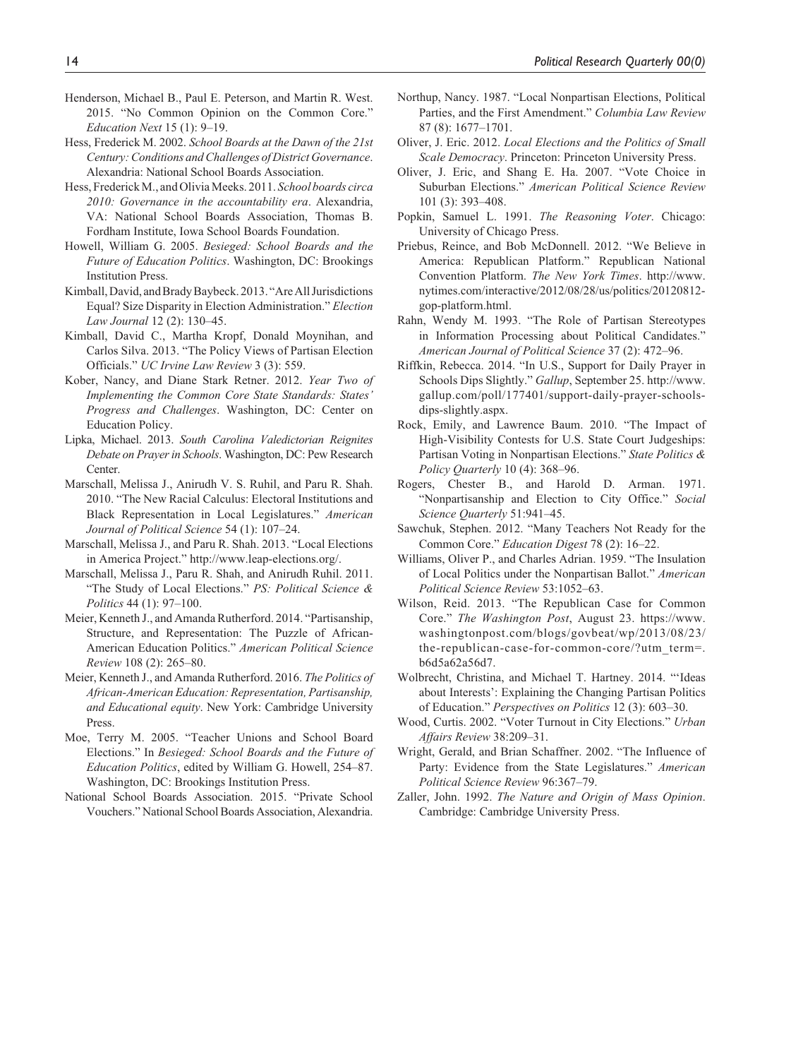Henderson, Michael B., Paul E. Peterson, and Martin R. West. 2015. "No Common Opinion on the Common Core." *Education Next* 15 (1): 9–19.

Hess, Frederick M. 2002. *School Boards at the Dawn of the 21st Century: Conditions and Challenges of District Governance*. Alexandria: National School Boards Association.

Hess, Frederick M., and Olivia Meeks. 2011. *School boards circa 2010: Governance in the accountability era*. Alexandria, VA: National School Boards Association, Thomas B. Fordham Institute, Iowa School Boards Foundation.

Howell, William G. 2005. *Besieged: School Boards and the Future of Education Politics*. Washington, DC: Brookings Institution Press.

Kimball, David, and Brady Baybeck. 2013. "Are All Jurisdictions Equal? Size Disparity in Election Administration." *Election Law Journal* 12 (2): 130–45.

Kimball, David C., Martha Kropf, Donald Moynihan, and Carlos Silva. 2013. "The Policy Views of Partisan Election Officials." *UC Irvine Law Review* 3 (3): 559.

Kober, Nancy, and Diane Stark Retner. 2012. *Year Two of Implementing the Common Core State Standards: States' Progress and Challenges*. Washington, DC: Center on Education Policy.

Lipka, Michael. 2013. *South Carolina Valedictorian Reignites Debate on Prayer in Schools*. Washington, DC: Pew Research Center.

Marschall, Melissa J., Anirudh V. S. Ruhil, and Paru R. Shah. 2010. "The New Racial Calculus: Electoral Institutions and Black Representation in Local Legislatures." *American Journal of Political Science* 54 (1): 107–24.

Marschall, Melissa J., and Paru R. Shah. 2013. "Local Elections in America Project." http://www.leap-elections.org/.

Marschall, Melissa J., Paru R. Shah, and Anirudh Ruhil. 2011. "The Study of Local Elections." *PS: Political Science & Politics* 44 (1): 97–100.

Meier, Kenneth J., and Amanda Rutherford. 2014. "Partisanship, Structure, and Representation: The Puzzle of African-American Education Politics." *American Political Science Review* 108 (2): 265–80.

Meier, Kenneth J., and Amanda Rutherford. 2016. *The Politics of African-American Education: Representation, Partisanship, and Educational equity*. New York: Cambridge University Press.

Moe, Terry M. 2005. "Teacher Unions and School Board Elections." In *Besieged: School Boards and the Future of Education Politics*, edited by William G. Howell, 254–87. Washington, DC: Brookings Institution Press.

National School Boards Association. 2015. "Private School Vouchers." National School Boards Association, Alexandria.

Northup, Nancy. 1987. "Local Nonpartisan Elections, Political Parties, and the First Amendment." *Columbia Law Review* 87 (8): 1677–1701.

Oliver, J. Eric. 2012. *Local Elections and the Politics of Small Scale Democracy*. Princeton: Princeton University Press.

Oliver, J. Eric, and Shang E. Ha. 2007. "Vote Choice in Suburban Elections." *American Political Science Review* 101 (3): 393–408.

Popkin, Samuel L. 1991. *The Reasoning Voter*. Chicago: University of Chicago Press.

Priebus, Reince, and Bob McDonnell. 2012. "We Believe in America: Republican Platform." Republican National Convention Platform. *The New York Times*. http://www.nytimes.com/interactive/2012/08/28/us/politics/20120812-gop-platform.html.

Rahn, Wendy M. 1993. "The Role of Partisan Stereotypes in Information Processing about Political Candidates." *American Journal of Political Science* 37 (2): 472–96.

Riffkin, Rebecca. 2014. "In U.S., Support for Daily Prayer in Schools Dips Slightly." *Gallup*, September 25. http://www.gallup.com/poll/177401/support-daily-prayer-schools-dips-slightly.aspx.

Rock, Emily, and Lawrence Baum. 2010. "The Impact of High-Visibility Contests for U.S. State Court Judgeships: Partisan Voting in Nonpartisan Elections." *State Politics & Policy Quarterly* 10 (4): 368–96.

Rogers, Chester B., and Harold D. Arman. 1971. "Nonpartisanship and Election to City Office." *Social Science Quarterly* 51:941–45.

Sawchuk, Stephen. 2012. "Many Teachers Not Ready for the Common Core." *Education Digest* 78 (2): 16–22.

Williams, Oliver P., and Charles Adrian. 1959. "The Insulation of Local Politics under the Nonpartisan Ballot." *American Political Science Review* 53:1052–63.

Wilson, Reid. 2013. "The Republican Case for Common Core." *The Washington Post*, August 23. https://www.washingtonpost.com/blogs/govbeat/wp/2013/08/23/the-republican-case-for-common-core/?utm_term=.b6d5a62a56d7.

Wolbrecht, Christina, and Michael T. Hartney. 2014. "'Ideas about Interests': Explaining the Changing Partisan Politics of Education." *Perspectives on Politics* 12 (3): 603–30.

Wood, Curtis. 2002. "Voter Turnout in City Elections." *Urban Affairs Review* 38:209–31.

Wright, Gerald, and Brian Schaffner. 2002. "The Influence of Party: Evidence from the State Legislatures." *American Political Science Review* 96:367–79.

Zaller, John. 1992. *The Nature and Origin of Mass Opinion*. Cambridge: Cambridge University Press.